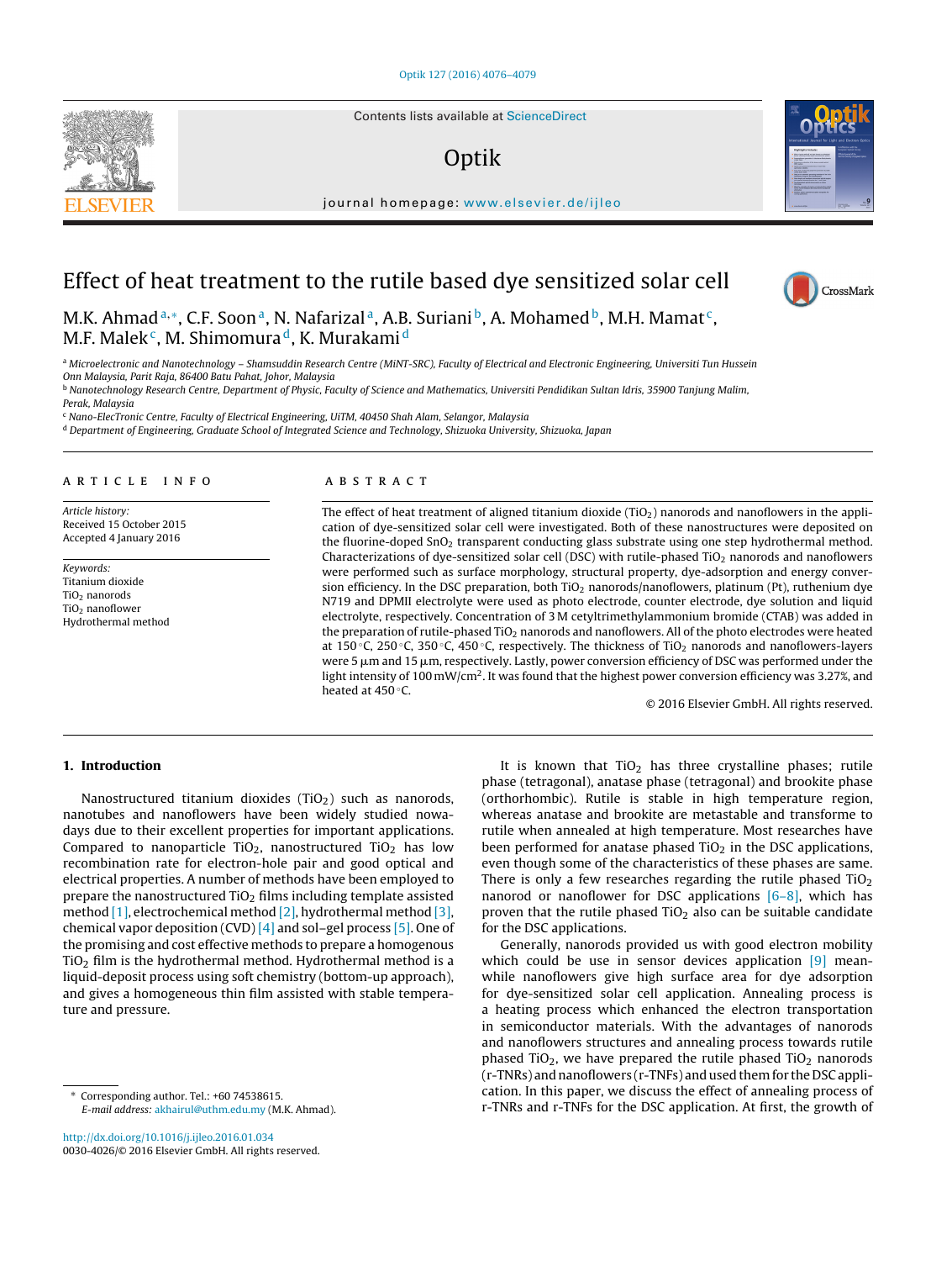# Effect of heat treatment to the rutile based dye sensitized solar cell

M.K. Ahmad[a,*], C.F. Soon[a], N. Nafarizal[a], A.B. Suriani[b], A. Mohamed[b], M.H. Mamat[c], M.F. Malek[c], M. Shimomura[d], K. Murakami[d]

[a] Microelectronic and Nanotechnology – Shamsuddin Research Centre (MiNT-SRC), Faculty of Electrical and Electronic Engineering, Universiti Tun Hussein Onn Malaysia, Parit Raja, 86400 Batu Pahat, Johor, Malaysia

[b] Nanotechnology Research Centre, Department of Physic, Faculty of Science and Mathematics, Universiti Pendidikan Sultan Idris, 35900 Tanjung Malim, Perak, Malaysia

[c] Nano-ElecTronic Centre, Faculty of Electrical Engineering, UiTM, 40450 Shah Alam, Selangor, Malaysia

[d] Department of Engineering, Graduate School of Integrated Science and Technology, Shizuoka University, Shizuoka, Japan

## ARTICLE INFO

*Article history:*
Received 15 October 2015
Accepted 4 January 2016

*Keywords:*
Titanium dioxide
$TiO_2$ nanorods
$TiO_2$ nanoflower
Hydrothermal method

## ABSTRACT

The effect of heat treatment of aligned titanium dioxide ($TiO_2$) nanorods and nanoflowers in the application of dye-sensitized solar cell were investigated. Both of these nanostructures were deposited on the fluorine-doped $SnO_2$ transparent conducting glass substrate using one step hydrothermal method. Characterizations of dye-sensitized solar cell (DSC) with rutile-phased $TiO_2$ nanorods and nanoflowers were performed such as surface morphology, structural property, dye-adsorption and energy conversion efficiency. In the DSC preparation, both $TiO_2$ nanorods/nanoflowers, platinum (Pt), ruthenium dye N719 and DPMII electrolyte were used as photo electrode, counter electrode, dye solution and liquid electrolyte, respectively. Concentration of 3 M cetyltrimethylammonium bromide (CTAB) was added in the preparation of rutile-phased $TiO_2$ nanorods and nanoflowers. All of the photo electrodes were heated at 150 °C, 250 °C, 350 °C, 450 °C, respectively. The thickness of $TiO_2$ nanorods and nanoflowers-layers were 5 μm and 15 μm, respectively. Lastly, power conversion efficiency of DSC was performed under the light intensity of 100 mW/cm$^2$. It was found that the highest power conversion efficiency was 3.27%, and heated at 450 °C.

© 2016 Elsevier GmbH. All rights reserved.

## 1. Introduction

Nanostructured titanium dioxides ($TiO_2$) such as nanorods, nanotubes and nanoflowers have been widely studied nowadays due to their excellent properties for important applications. Compared to nanoparticle $TiO_2$, nanostructured $TiO_2$ has low recombination rate for electron-hole pair and good optical and electrical properties. A number of methods have been employed to prepare the nanostructured $TiO_2$ films including template assisted method [1], electrochemical method [2], hydrothermal method [3], chemical vapor deposition (CVD) [4] and sol–gel process [5]. One of the promising and cost effective methods to prepare a homogenous $TiO_2$ film is the hydrothermal method. Hydrothermal method is a liquid-deposit process using soft chemistry (bottom-up approach), and gives a homogeneous thin film assisted with stable temperature and pressure.

It is known that $TiO_2$ has three crystalline phases; rutile phase (tetragonal), anatase phase (tetragonal) and brookite phase (orthorhombic). Rutile is stable in high temperature region, whereas anatase and brookite are metastable and transforme to rutile when annealed at high temperature. Most researches have been performed for anatase phased $TiO_2$ in the DSC applications, even though some of the characteristics of these phases are same. There is only a few researches regarding the rutile phased $TiO_2$ nanorod or nanoflower for DSC applications [6–8], which has proven that the rutile phased $TiO_2$ also can be suitable candidate for the DSC applications.

Generally, nanorods provided us with good electron mobility which could be use in sensor devices application [9] meanwhile nanoflowers give high surface area for dye adsorption for dye-sensitized solar cell application. Annealing process is a heating process which enhanced the electron transportation in semiconductor materials. With the advantages of nanorods and nanoflowers structures and annealing process towards rutile phased $TiO_2$, we have prepared the rutile phased $TiO_2$ nanorods (r-TNRs) and nanoflowers (r-TNFs) and used them for the DSC application. In this paper, we discuss the effect of annealing process of r-TNRs and r-TNFs for the DSC application. At first, the growth of

* Corresponding author. Tel.: +60 74538615.
*E-mail address:* akhairul@uthm.edu.my (M.K. Ahmad).

http://dx.doi.org/10.1016/j.ijleo.2016.01.034
0030-4026/© 2016 Elsevier GmbH. All rights reserved.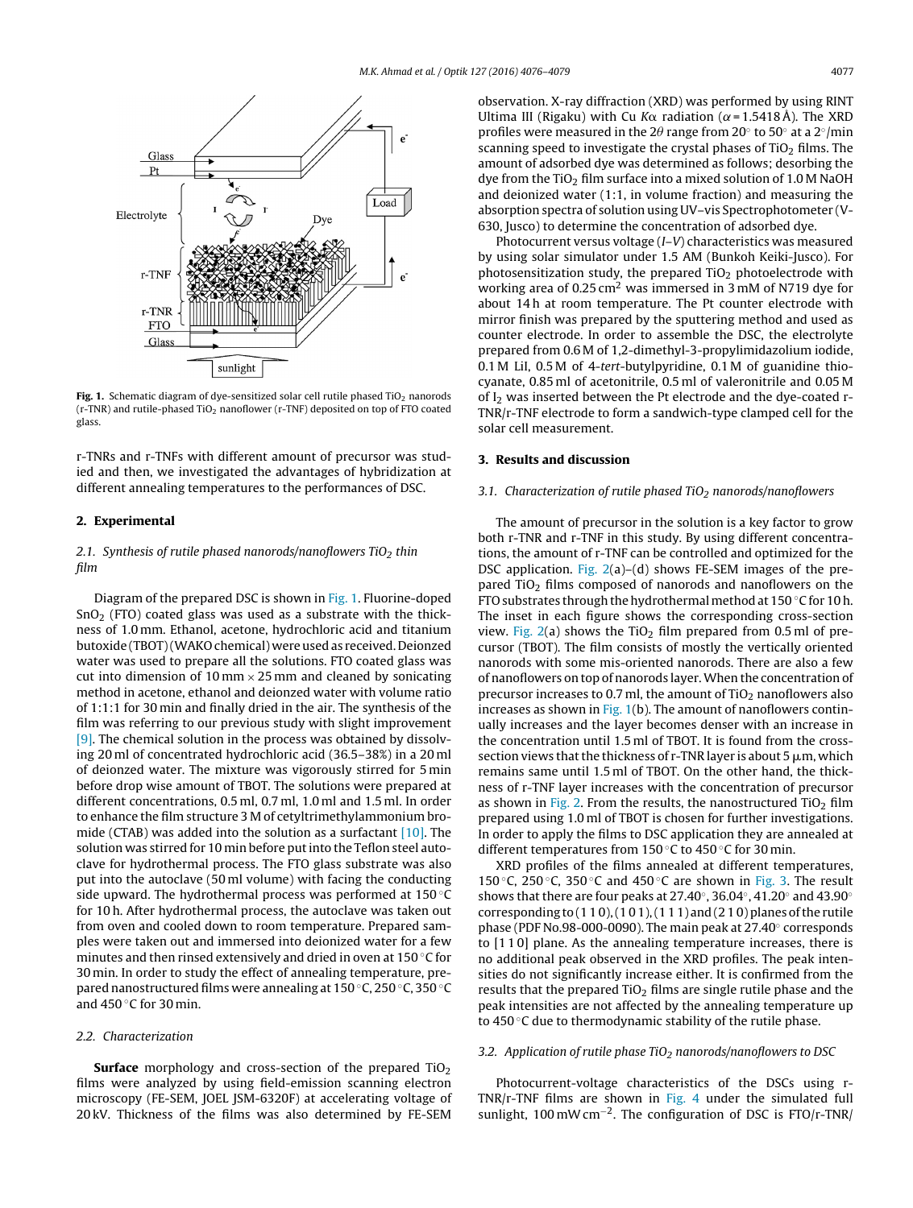Fig. 1. Schematic diagram of dye-sensitized solar cell rutile phased $TiO_2$ nanorods (r-TNR) and rutile-phased $TiO_2$ nanoflower (r-TNF) deposited on top of FTO coated glass.

r-TNRs and r-TNFs with different amount of precursor was studied and then, we investigated the advantages of hybridization at different annealing temperatures to the performances of DSC.

## 2. Experimental

### 2.1. Synthesis of rutile phased nanorods/nanoflowers $TiO_2$ thin film

Diagram of the prepared DSC is shown in Fig. 1. Fluorine-doped $SnO_2$ (FTO) coated glass was used as a substrate with the thickness of 1.0 mm. Ethanol, acetone, hydrochloric acid and titanium butoxide (TBOT) (WAKO chemical) were used as received. Deionzed water was used to prepare all the solutions. FTO coated glass was cut into dimension of 10 mm × 25 mm and cleaned by sonicating method in acetone, ethanol and deionzed water with volume ratio of 1:1:1 for 30 min and finally dried in the air. The synthesis of the film was referring to our previous study with slight improvement [9]. The chemical solution in the process was obtained by dissolving 20 ml of concentrated hydrochloric acid (36.5–38%) in a 20 ml of deionized water. The mixture was vigorously stirred for 5 min before drop wise amount of TBOT. The solutions were prepared at different concentrations, 0.5 ml, 0.7 ml, 1.0 ml and 1.5 ml. In order to enhance the film structure 3 M of cetyltrimethylammonium bromide (CTAB) was added into the solution as a surfactant [10]. The solution was stirred for 10 min before put into the Teflon steel autoclave for hydrothermal process. The FTO glass substrate was also put into the autoclave (50 ml volume) with facing the conducting side upward. The hydrothermal process was performed at 150 °C for 10 h. After hydrothermal process, the autoclave was taken out from oven and cooled down to room temperature. Prepared samples were taken out and immersed into deionized water for a few minutes and then rinsed extensively and dried in oven at 150 °C for 30 min. In order to study the effect of annealing temperature, prepared nanostructured films were annealing at 150 °C, 250 °C, 350 °C and 450 °C for 30 min.

### 2.2. Characterization

**Surface** morphology and cross-section of the prepared $TiO_2$ films were analyzed by using field-emission scanning electron microscopy (FE-SEM, JOEL JSM-6320F) at accelerating voltage of 20 kV. Thickness of the films was also determined by FE-SEM observation. X-ray diffraction (XRD) was performed by using RINT Ultima III (Rigaku) with Cu Kα radiation ($\alpha$ = 1.5418 Å). The XRD profiles were measured in the $2\theta$ range from 20° to 50° at a 2°/min scanning speed to investigate the crystal phases of $TiO_2$ films. The amount of adsorbed dye was determined as follows; desorbing the dye from the $TiO_2$ film surface into a mixed solution of 1.0 M NaOH and deionized water (1:1, in volume fraction) and measuring the absorption spectra of solution using UV–vis Spectrophotometer (V-630, Jusco) to determine the concentration of adsorbed dye.

Photocurrent versus voltage ($I$–$V$) characteristics was measured by using solar simulator under 1.5 AM (Bunkoh Keiki-Jusco). For photosensitization study, the prepared $TiO_2$ photoelectrode with working area of 0.25 $cm^2$ was immersed in 3 mM of N719 dye for about 14 h at room temperature. The Pt counter electrode with mirror finish was prepared by the sputtering method and used as counter electrode. In order to assemble the DSC, the electrolyte prepared from 0.6 M of 1,2-dimethyl-3-propylimidazolium iodide, 0.1 M LiI, 0.5 M of 4-*tert*-butylpyridine, 0.1 M of guanidine thiocyanate, 0.85 ml of acetonitrile, 0.5 ml of valeronitrile and 0.05 M of $I_2$ was inserted between the Pt electrode and the dye-coated r-TNR/r-TNF electrode to form a sandwich-type clamped cell for the solar cell measurement.

## 3. Results and discussion

### 3.1. Characterization of rutile phased $TiO_2$ nanorods/nanoflowers

The amount of precursor in the solution is a key factor to grow both r-TNR and r-TNF in this study. By using different concentrations, the amount of r-TNF can be controlled and optimized for the DSC application. Fig. 2(a)–(d) shows FE-SEM images of the prepared $TiO_2$ films composed of nanorods and nanoflowers on the FTO substrates through the hydrothermal method at 150 °C for 10 h. The inset in each figure shows the corresponding cross-section view. Fig. 2(a) shows the $TiO_2$ film prepared from 0.5 ml of precursor (TBOT). The film consists of mostly the vertically oriented nanorods with some mis-oriented nanorods. There are also a few of nanoflowers on top of nanorods layer. When the concentration of precursor increases to 0.7 ml, the amount of $TiO_2$ nanoflowers also increases as shown in Fig. 1(b). The amount of nanoflowers continually increases and the layer becomes denser with an increase in the concentration until 1.5 ml of TBOT. It is found from the cross-section views that the thickness of r-TNR layer is about 5 μm, which remains same until 1.5 ml of TBOT. On the other hand, the thickness of r-TNF layer increases with the concentration of precursor as shown in Fig. 2. From the results, the nanostructured $TiO_2$ film prepared using 1.0 ml of TBOT is chosen for further investigations. In order to apply the films to DSC application they are annealed at different temperatures from 150 °C to 450 °C for 30 min.

XRD profiles of the films annealed at different temperatures, 150 °C, 250 °C, 350 °C and 450 °C are shown in Fig. 3. The result shows that there are four peaks at 27.40°, 36.04°, 41.20° and 43.90° corresponding to (1 1 0), (1 0 1), (1 1 1) and (2 1 0) planes of the rutile phase (PDF No.98-000-0090). The main peak at 27.40° corresponds to [1 1 0] plane. As the annealing temperature increases, there is no additional peak observed in the XRD profiles. The peak intensities do not significantly increase either. It is confirmed from the results that the prepared $TiO_2$ films are single rutile phase and the peak intensities are not affected by the annealing temperature up to 450 °C due to thermodynamic stability of the rutile phase.

### 3.2. Application of rutile phase $TiO_2$ nanorods/nanoflowers to DSC

Photocurrent-voltage characteristics of the DSCs using r-TNR/r-TNF films are shown in Fig. 4 under the simulated full sunlight, 100 mW $cm^{-2}$. The configuration of DSC is FTO/r-TNR/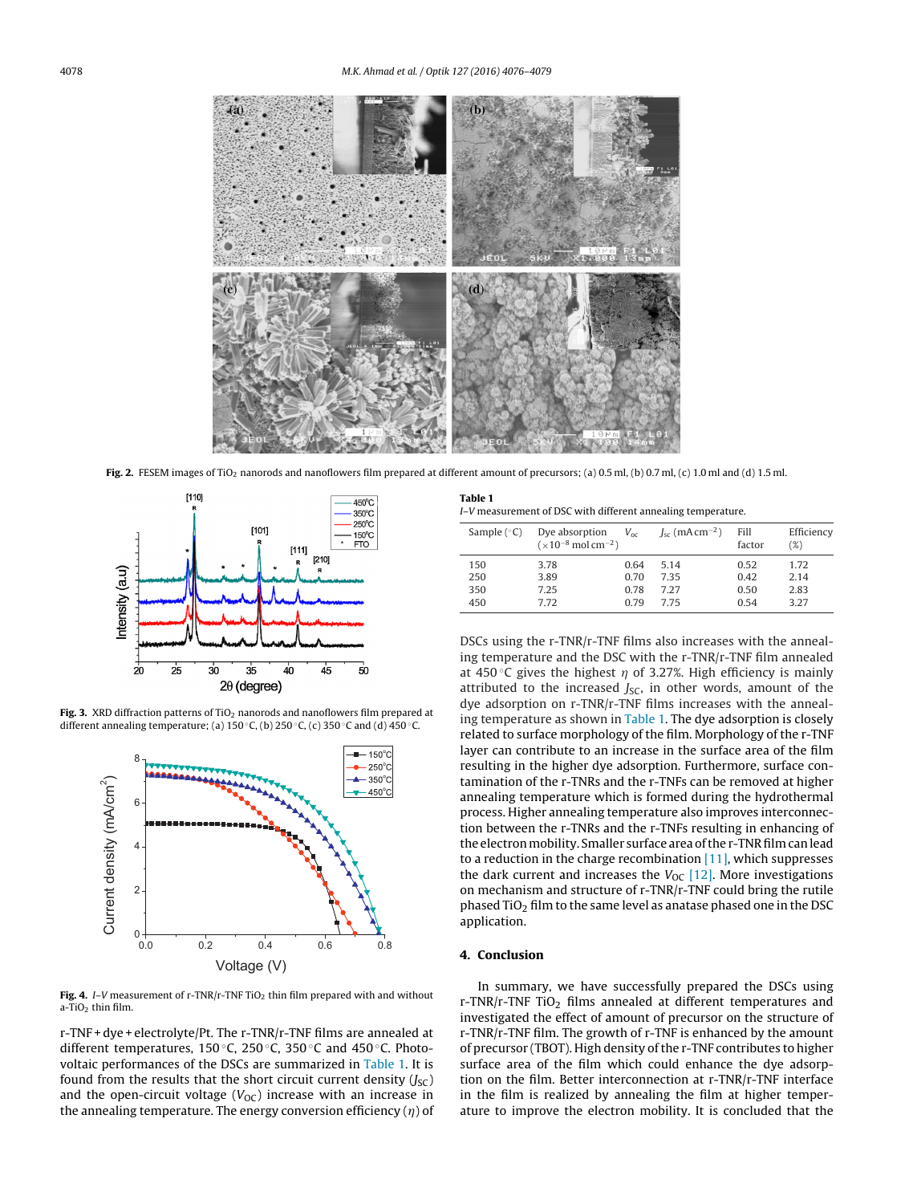Fig. 2. FESEM images of $TiO_2$ nanorods and nanoflowers film prepared at different amount of precursors; (a) 0.5 ml, (b) 0.7 ml, (c) 1.0 ml and (d) 1.5 ml.

Fig. 3. XRD diffraction patterns of $TiO_2$ nanorods and nanoflowers film prepared at different annealing temperature; (a) 150 °C, (b) 250 °C, (c) 350 °C and (d) 450 °C.

Fig. 4. *I–V* measurement of r-TNR/r-TNF $TiO_2$ thin film prepared with and without a-$TiO_2$ thin film.

r-TNF + dye + electrolyte/Pt. The r-TNR/r-TNF films are annealed at different temperatures, 150 °C, 250 °C, 350 °C and 450 °C. Photovoltaic performances of the DSCs are summarized in Table 1. It is found from the results that the short circuit current density ($J_{SC}$) and the open-circuit voltage ($V_{OC}$) increase with an increase in the annealing temperature. The energy conversion efficiency ($\eta$) of DSCs using the r-TNR/r-TNF films also increases with the annealing temperature and the DSC with the r-TNR/r-TNF film annealed at 450 °C gives the highest $\eta$ of 3.27%. High efficiency is mainly attributed to the increased $J_{SC}$, in other words, amount of the dye adsorption on r-TNR/r-TNF films increases with the annealing temperature as shown in Table 1. The dye adsorption is closely related to surface morphology of the film. Morphology of the r-TNF layer can contribute to an increase in the surface area of the film resulting in the higher dye adsorption. Furthermore, surface contamination of the r-TNRs and the r-TNFs can be removed at higher annealing temperature which is formed during the hydrothermal process. Higher annealing temperature also improves interconnection between the r-TNRs and the r-TNFs resulting in enhancing of the electron mobility. Smaller surface area of the r-TNR film can lead to a reduction in the charge recombination [11], which suppresses the dark current and increases the $V_{OC}$ [12]. More investigations on mechanism and structure of r-TNR/r-TNF could bring the rutile phased $TiO_2$ film to the same level as anatase phased one in the DSC application.

**Table 1**
*I–V* measurement of DSC with different annealing temperature.

| Sample (°C) | Dye absorption ($\times 10^{-8}$ mol cm$^{-2}$) | $V_{oc}$ | $J_{sc}$ (mA cm$^{-2}$) | Fill factor | Efficiency (%) |
|---|---|---|---|---|---|
| 150 | 3.78 | 0.64 | 5.14 | 0.52 | 1.72 |
| 250 | 3.89 | 0.70 | 7.35 | 0.42 | 2.14 |
| 350 | 7.25 | 0.78 | 7.27 | 0.50 | 2.83 |
| 450 | 7.72 | 0.79 | 7.75 | 0.54 | 3.27 |

## 4. Conclusion

In summary, we have successfully prepared the DSCs using r-TNR/r-TNF $TiO_2$ films annealed at different temperatures and investigated the effect of amount of precursor on the structure of r-TNR/r-TNF film. The growth of r-TNF is enhanced by the amount of precursor (TBOT). High density of the r-TNF contributes to higher surface area of the film which could enhance the dye adsorption on the film. Better interconnection at r-TNR/r-TNF interface in the film is realized by annealing the film at higher temperature to improve the electron mobility. It is concluded that the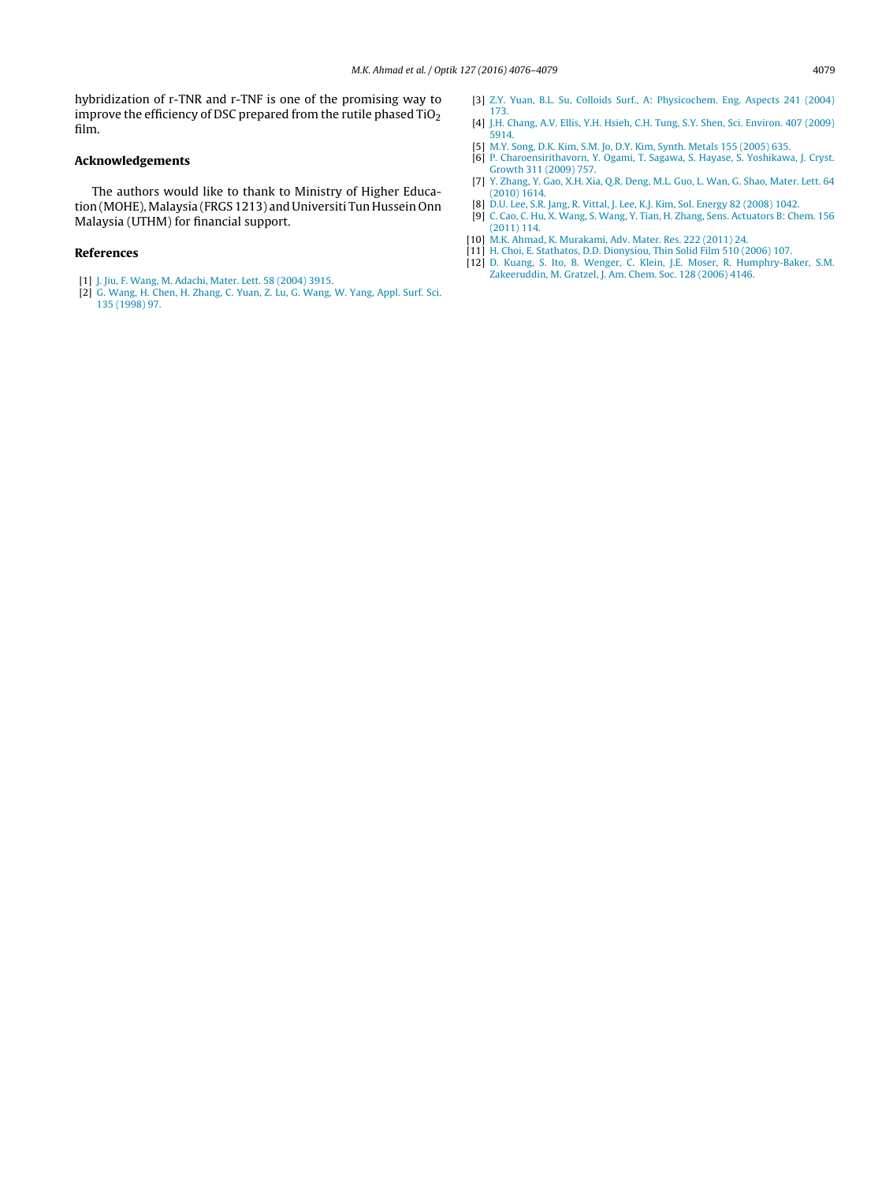hybridization of r-TNR and r-TNF is one of the promising way to improve the efficiency of DSC prepared from the rutile phased $TiO_2$ film.

## Acknowledgements

The authors would like to thank to Ministry of Higher Education (MOHE), Malaysia (FRGS 1213) and Universiti Tun Hussein Onn Malaysia (UTHM) for financial support.

## References

[1] J. Jiu, F. Wang, M. Adachi, Mater. Lett. 58 (2004) 3915.
[2] G. Wang, H. Chen, H. Zhang, C. Yuan, Z. Lu, G. Wang, W. Yang, Appl. Surf. Sci. 135 (1998) 97.
[3] Z.Y. Yuan, B.L. Su, Colloids Surf., A: Physicochem. Eng. Aspects 241 (2004) 173.
[4] J.H. Chang, A.V. Ellis, Y.H. Hsieh, C.H. Tung, S.Y. Shen, Sci. Environ. 407 (2009) 5914.
[5] M.Y. Song, D.K. Kim, S.M. Jo, D.Y. Kim, Synth. Metals 155 (2005) 635.
[6] P. Charoensirithavorn, Y. Ogami, T. Sagawa, S. Hayase, S. Yoshikawa, J. Cryst. Growth 311 (2009) 757.
[7] Y. Zhang, Y. Gao, X.H. Xia, Q.R. Deng, M.L. Guo, L. Wan, G. Shao, Mater. Lett. 64 (2010) 1614.
[8] D.U. Lee, S.R. Jang, R. Vittal, J. Lee, K.J. Kim, Sol. Energy 82 (2008) 1042.
[9] C. Cao, C. Hu, X. Wang, S. Wang, Y. Tian, H. Zhang, Sens. Actuators B: Chem. 156 (2011) 114.
[10] M.K. Ahmad, K. Murakami, Adv. Mater. Res. 222 (2011) 24.
[11] H. Choi, E. Stathatos, D.D. Dionysiou, Thin Solid Film 510 (2006) 107.
[12] D. Kuang, S. Ito, B. Wenger, C. Klein, J.E. Moser, R. Humphry-Baker, S.M. Zakeeruddin, M. Gratzel, J. Am. Chem. Soc. 128 (2006) 4146.